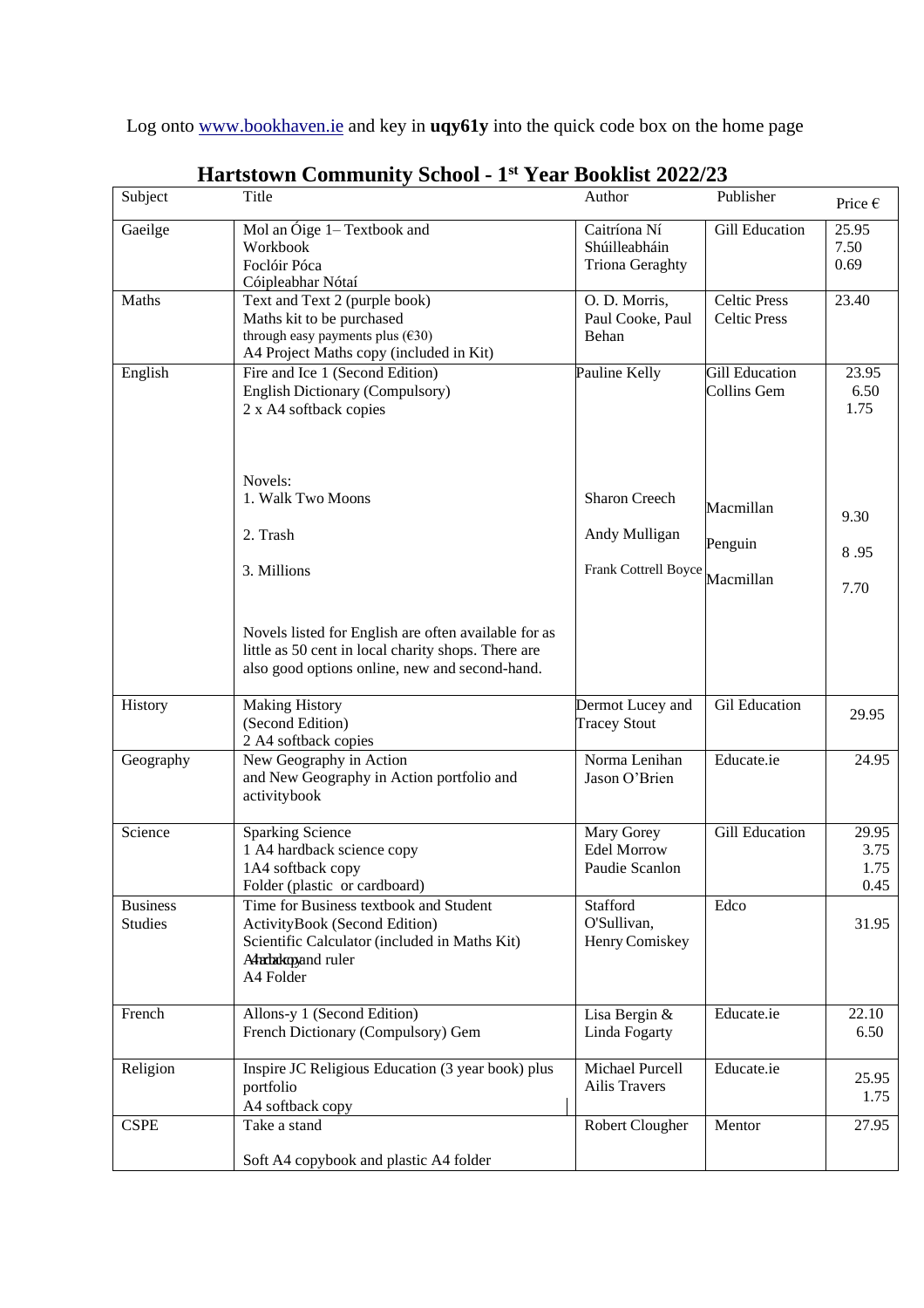Log onto www.bookhaven.ie and key in **uqy61y** into the quick code box on the home page

# Hartstown Community School - 1st Year Booklist 2022/23

| Subject | Title | Author | Publisher | Price € |
|---|---|---|---|---|
| Gaeilge | Mol an Óige 1– Textbook and Workbook<br>Foclóir Póca<br>Cóipleabhar Nótaí | Caitríona Ní Shúilleabháin<br>Triona Geraghty | Gill Education | 25.95<br>7.50<br>0.69 |
| Maths | Text and Text 2 (purple book)<br>Maths kit to be purchased through easy payments plus (€30)<br>A4 Project Maths copy (included in Kit) | O. D. Morris, Paul Cooke, Paul Behan | Celtic Press<br>Celtic Press | 23.40 |
| English | Fire and Ice 1 (Second Edition)<br>English Dictionary (Compulsory)<br>2 x A4 softback copies<br><br>Novels:<br>1. Walk Two Moons<br>2. Trash<br>3. Millions<br><br>Novels listed for English are often available for as little as 50 cent in local charity shops. There are also good options online, new and second-hand. | Pauline Kelly<br><br><br><br><br>Sharon Creech<br>Andy Mulligan<br>Frank Cottrell Boyce | Gill Education<br>Collins Gem<br><br><br><br>Macmillan<br>Penguin<br>Macmillan | 23.95<br>6.50<br>1.75<br><br><br>9.30<br>8 .95<br>7.70 |
| History | Making History (Second Edition)<br>2 A4 softback copies | Dermot Lucey and Tracey Stout | Gil Education | 29.95 |
| Geography | New Geography in Action and New Geography in Action portfolio and activitybook | Norma Lenihan<br>Jason O'Brien | Educate.ie | 24.95 |
| Science | Sparking Science<br>1 A4 hardback science copy<br>1A4 softback copy<br>Folder (plastic or cardboard) | Mary Gorey<br>Edel Morrow<br>Paudie Scanlon | Gill Education | 29.95<br>3.75<br>1.75<br>0.45 |
| Business Studies | Time for Business textbook and Student ActivityBook (Second Edition)<br>Scientific Calculator (included in Maths Kit)<br>A4 hardback copy and ruler<br>A4 Folder | Stafford O'Sullivan, Henry Comiskey | Edco | 31.95 |
| French | Allons-y 1 (Second Edition)<br>French Dictionary (Compulsory) Gem | Lisa Bergin & Linda Fogarty | Educate.ie | 22.10<br>6.50 |
| Religion | Inspire JC Religious Education (3 year book) plus portfolio<br>A4 softback copy | Michael Purcell<br>Ailis Travers | Educate.ie | 25.95<br>1.75 |
| CSPE | Take a stand<br><br>Soft A4 copybook and plastic A4 folder | Robert Clougher | Mentor | 27.95 |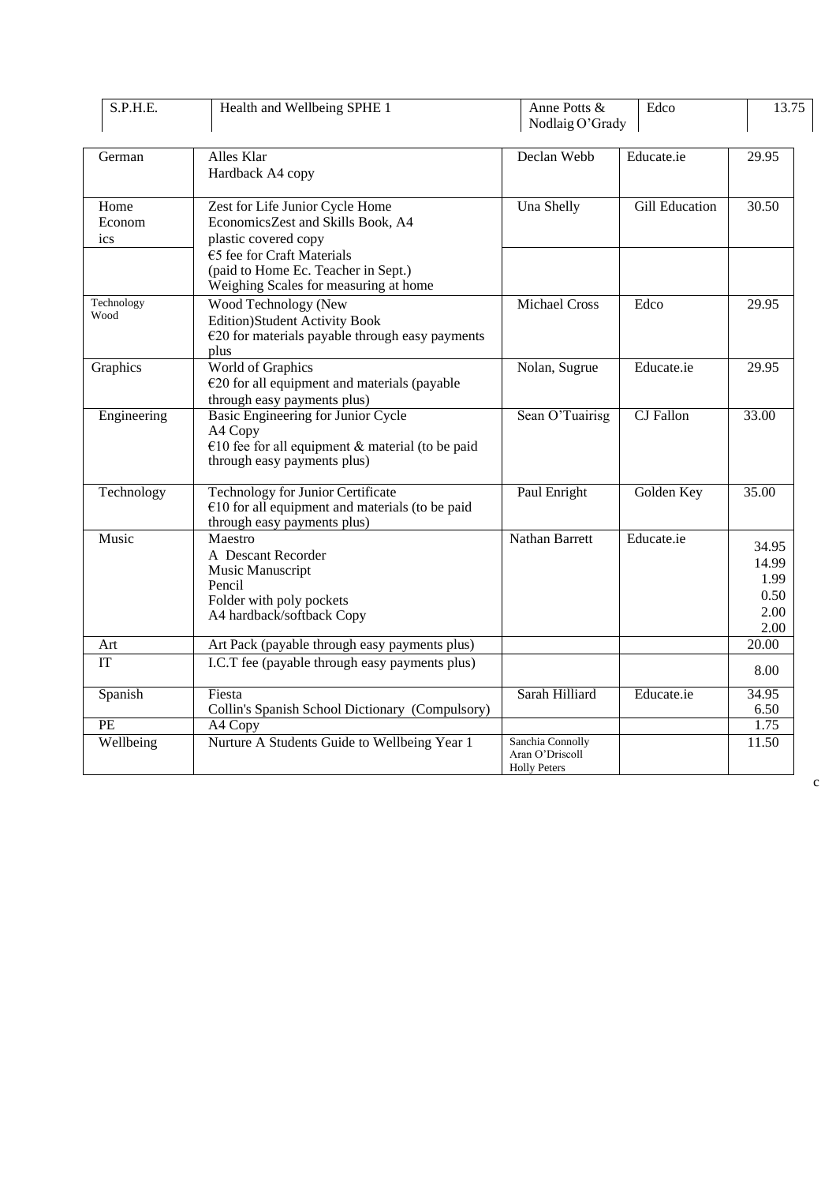| S.P.H.E. | Health and Wellbeing SPHE 1 | Anne Potts & Nodlaig O'Grady | Edco | 13.75 |
|---|---|---|---|---|
| German | Alles Klar<br>Hardback A4 copy | Declan Webb | Educate.ie | 29.95 |
| Home Economics | Zest for Life Junior Cycle Home EconomicsZest and Skills Book, A4 plastic covered copy | Una Shelly | Gill Education | 30.50 |
| | €5 fee for Craft Materials (paid to Home Ec. Teacher in Sept.)<br>Weighing Scales for measuring at home | | | |
| Technology Wood | Wood Technology (New Edition)Student Activity Book<br>€20 for materials payable through easy payments plus | Michael Cross | Edco | 29.95 |
| Graphics | World of Graphics<br>€20 for all equipment and materials (payable through easy payments plus) | Nolan, Sugrue | Educate.ie | 29.95 |
| Engineering | Basic Engineering for Junior Cycle<br>A4 Copy<br>€10 fee for all equipment & material (to be paid through easy payments plus) | Sean O'Tuairisg | CJ Fallon | 33.00 |
| Technology | Technology for Junior Certificate<br>€10 for all equipment and materials (to be paid through easy payments plus) | Paul Enright | Golden Key | 35.00 |
| Music | Maestro<br>A Descant Recorder<br>Music Manuscript<br>Pencil<br>Folder with poly pockets<br>A4 hardback/softback Copy | Nathan Barrett | Educate.ie | 34.95<br>14.99<br>1.99<br>0.50<br>2.00<br>2.00 |
| Art | Art Pack (payable through easy payments plus) | | | 20.00 |
| IT | I.C.T fee (payable through easy payments plus) | | | 8.00 |
| Spanish | Fiesta<br>Collin's Spanish School Dictionary (Compulsory) | Sarah Hilliard | Educate.ie | 34.95<br>6.50 |
| PE | A4 Copy | | | 1.75 |
| Wellbeing | Nurture A Students Guide to Wellbeing Year 1 | Sanchia Connolly<br>Aran O'Driscoll<br>Holly Peters | | 11.50 |

c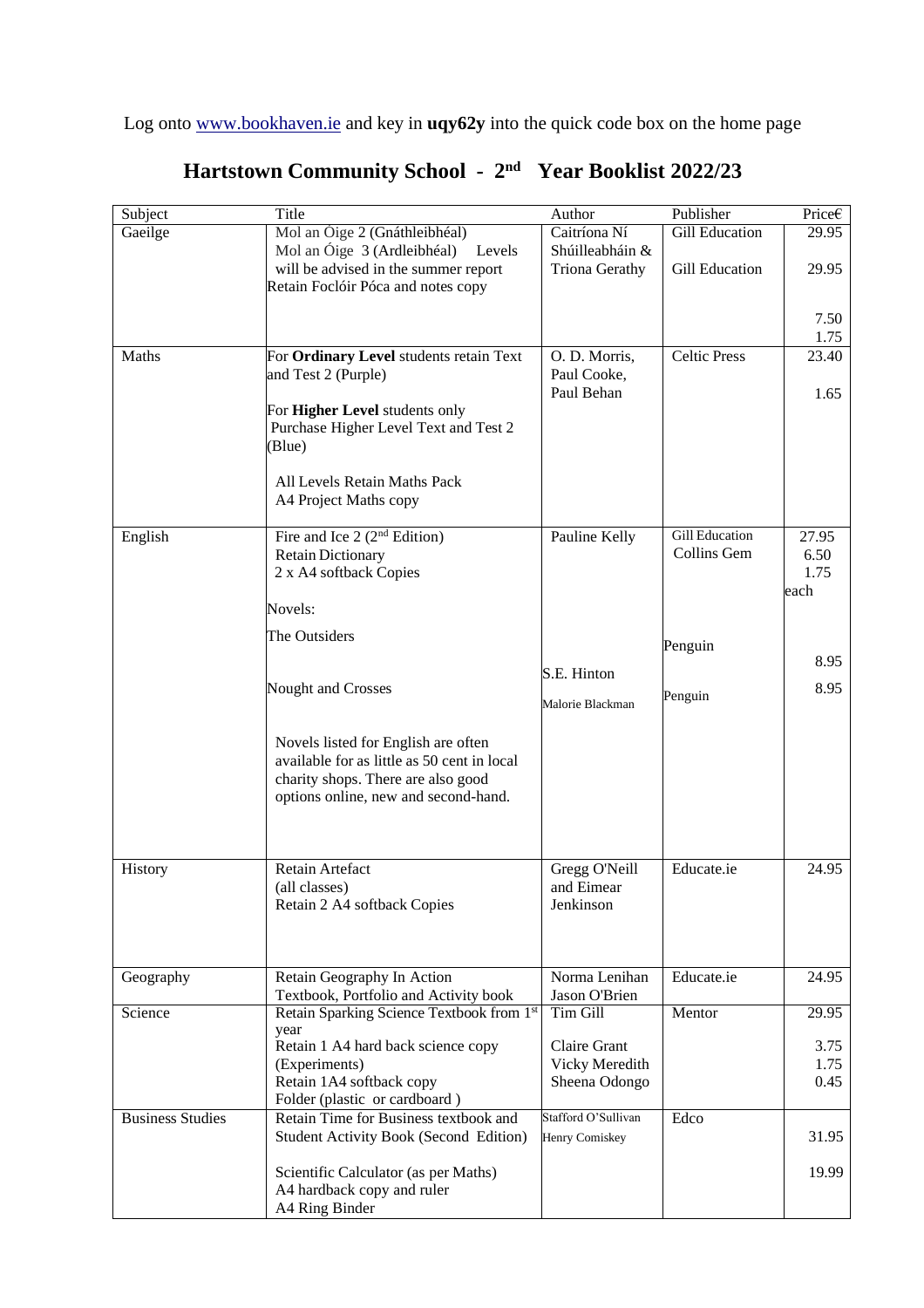Log onto [www.bookhaven.ie](http://www.bookhaven.ie) and key in **uqy62y** into the quick code box on the home page

# Hartstown Community School - 2nd Year Booklist 2022/23

| Subject | Title | Author | Publisher | Price€ |
|---|---|---|---|---|
| Gaeilge | Mol an Óige 2 (Gnáthleibhéal)<br>Mol an Óige 3 (Ardleibhéal) Levels will be advised in the summer report<br>Retain Foclóir Póca and notes copy | Caitríona Ní Shúilleabháin & Triona Gerathy | Gill Education<br><br>Gill Education | 29.95<br><br>29.95<br><br>7.50<br>1.75 |
| Maths | For **Ordinary Level** students retain Text and Test 2 (Purple)<br><br>For **Higher Level** students only Purchase Higher Level Text and Test 2 (Blue)<br><br>All Levels Retain Maths Pack<br>A4 Project Maths copy | O. D. Morris, Paul Cooke, Paul Behan | Celtic Press | 23.40<br><br>1.65 |
| English | Fire and Ice 2 (2nd Edition)<br>Retain Dictionary<br>2 x A4 softback Copies<br><br>Novels:<br><br>The Outsiders<br><br>Nought and Crosses<br><br>Novels listed for English are often available for as little as 50 cent in local charity shops. There are also good options online, new and second-hand. | Pauline Kelly<br><br>S.E. Hinton<br><br>Malorie Blackman | Gill Education<br>Collins Gem<br><br>Penguin<br><br>Penguin | 27.95<br>6.50<br>1.75 each<br><br>8.95<br><br>8.95 |
| History | Retain Artefact (all classes)<br>Retain 2 A4 softback Copies | Gregg O'Neill and Eimear Jenkinson | Educate.ie | 24.95 |
| Geography | Retain Geography In Action Textbook, Portfolio and Activity book | Norma Lenihan Jason O'Brien | Educate.ie | 24.95 |
| Science | Retain Sparking Science Textbook from 1st year<br>Retain 1 A4 hard back science copy (Experiments)<br>Retain 1A4 softback copy<br>Folder (plastic or cardboard ) | Tim Gill<br><br>Claire Grant<br>Vicky Meredith<br>Sheena Odongo | Mentor | 29.95<br><br>3.75<br>1.75<br>0.45 |
| Business Studies | Retain Time for Business textbook and Student Activity Book (Second Edition)<br><br>Scientific Calculator (as per Maths)<br>A4 hardback copy and ruler<br>A4 Ring Binder | Stafford O'Sullivan<br>Henry Comiskey | Edco | 31.95<br><br>19.99 |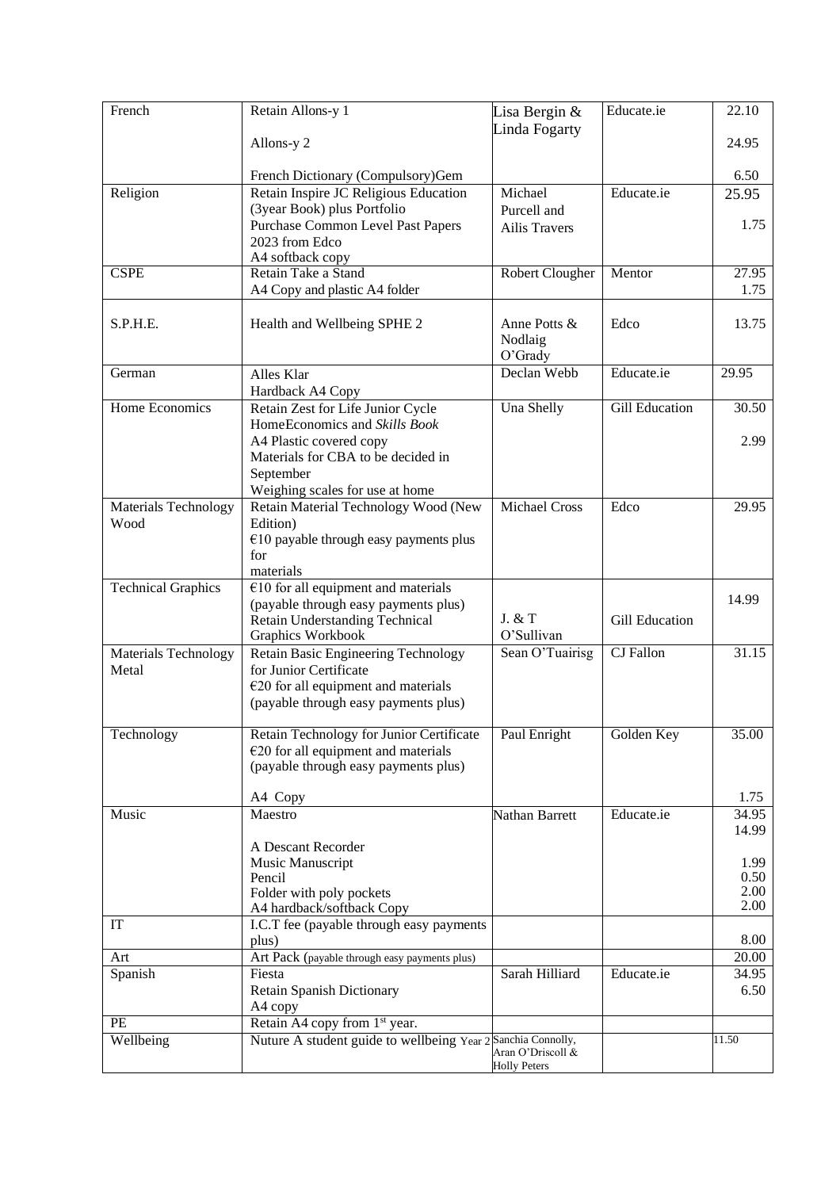| French | Retain Allons-y 1<br><br>Allons-y 2<br><br>French Dictionary (Compulsory)Gem | Lisa Bergin & Linda Fogarty | Educate.ie | 22.10<br><br>24.95<br><br>6.50 |
|---|---|---|---|---|
| Religion | Retain Inspire JC Religious Education (3year Book) plus Portfolio<br>Purchase Common Level Past Papers 2023 from Edco<br>A4 softback copy | Michael Purcell and Ailis Travers | Educate.ie | 25.95<br><br>1.75 |
| CSPE | Retain Take a Stand<br>A4 Copy and plastic A4 folder | Robert Clougher | Mentor | 27.95<br>1.75 |
| S.P.H.E. | Health and Wellbeing SPHE 2 | Anne Potts & Nodlaig O'Grady | Edco | 13.75 |
| German | Alles Klar<br>Hardback A4 Copy | Declan Webb | Educate.ie | 29.95 |
| Home Economics | Retain Zest for Life Junior Cycle HomeEconomics and *Skills Book*<br>A4 Plastic covered copy<br>Materials for CBA to be decided in September<br>Weighing scales for use at home | Una Shelly | Gill Education | 30.50<br><br>2.99 |
| Materials Technology Wood | Retain Material Technology Wood (New Edition)<br>€10 payable through easy payments plus for materials | Michael Cross | Edco | 29.95 |
| Technical Graphics | €10 for all equipment and materials (payable through easy payments plus)<br>Retain Understanding Technical Graphics Workbook | J. & T O'Sullivan | Gill Education | 14.99 |
| Materials Technology Metal | Retain Basic Engineering Technology for Junior Certificate<br>€20 for all equipment and materials (payable through easy payments plus) | Sean O'Tuairisg | CJ Fallon | 31.15 |
| Technology | Retain Technology for Junior Certificate<br>€20 for all equipment and materials (payable through easy payments plus)<br><br>A4 Copy | Paul Enright | Golden Key | 35.00<br><br><br>1.75 |
| Music | Maestro<br><br>A Descant Recorder<br>Music Manuscript<br>Pencil<br>Folder with poly pockets<br>A4 hardback/softback Copy | Nathan Barrett | Educate.ie | 34.95<br>14.99<br><br>1.99<br>0.50<br>2.00<br>2.00 |
| IT | I.C.T fee (payable through easy payments plus) | | | 8.00 |
| Art | Art Pack (payable through easy payments plus) | | | 20.00 |
| Spanish | Fiesta<br>Retain Spanish Dictionary<br>A4 copy | Sarah Hilliard | Educate.ie | 34.95<br>6.50 |
| PE | Retain A4 copy from 1st year. | | | |
| Wellbeing | Nuture A student guide to wellbeing Year 2 | Sanchia Connolly, Aran O'Driscoll & Holly Peters | | 11.50 |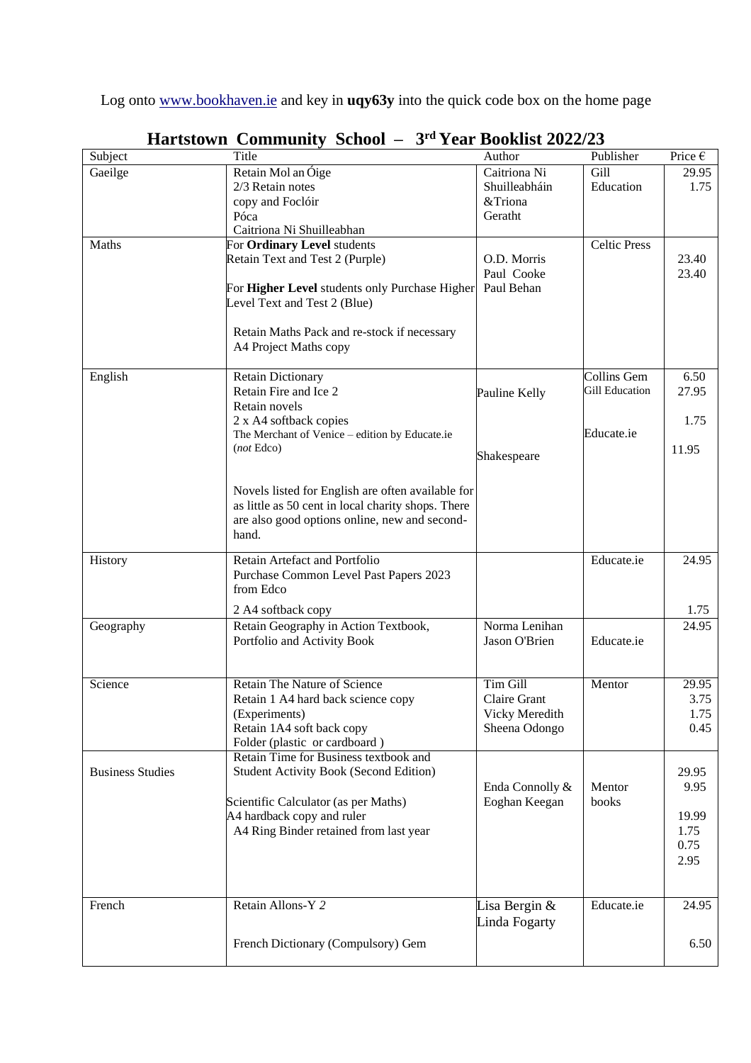Log onto [www.bookhaven.ie](http://www.bookhaven.ie) and key in **uqy63y** into the quick code box on the home page

# Hartstown Community School – 3rd Year Booklist 2022/23

| Subject | Title | Author | Publisher | Price € |
|---|---|---|---|---|
| Gaeilge | Retain Mol an Óige<br>2/3 Retain notes<br>copy and Foclóir<br>Póca<br>Caitriona Ni Shuilleabhan | Caitriona Ni Shuilleabháin &Triona Geratht | Gill Education | 29.95<br>1.75 |
| Maths | For **Ordinary Level** students<br>Retain Text and Test 2 (Purple)<br><br>For **Higher Level** students only Purchase Higher Level Text and Test 2 (Blue)<br><br>Retain Maths Pack and re-stock if necessary<br>A4 Project Maths copy | O.D. Morris<br>Paul Cooke<br>Paul Behan | Celtic Press | 23.40<br>23.40 |
| English | Retain Dictionary<br>Retain Fire and Ice 2<br>Retain novels<br>2 x A4 softback copies<br>The Merchant of Venice – edition by Educate.ie (*not* Edco)<br><br>Novels listed for English are often available for as little as 50 cent in local charity shops. There are also good options online, new and second-hand. | Pauline Kelly<br><br>Shakespeare | Collins Gem<br>Gill Education<br><br>Educate.ie | 6.50<br>27.95<br><br>1.75<br><br>11.95 |
| History | Retain Artefact and Portfolio<br>Purchase Common Level Past Papers 2023 from Edco<br><br>2 A4 softback copy | | Educate.ie | 24.95<br><br>1.75 |
| Geography | Retain Geography in Action Textbook, Portfolio and Activity Book | Norma Lenihan<br>Jason O'Brien | Educate.ie | 24.95 |
| Science | Retain The Nature of Science<br>Retain 1 A4 hard back science copy (Experiments)<br>Retain 1A4 soft back copy<br>Folder (plastic or cardboard ) | Tim Gill<br>Claire Grant<br>Vicky Meredith<br>Sheena Odongo | Mentor | 29.95<br>3.75<br>1.75<br>0.45 |
| Business Studies | Retain Time for Business textbook and Student Activity Book (Second Edition)<br><br>Scientific Calculator (as per Maths)<br>A4 hardback copy and ruler<br>A4 Ring Binder retained from last year | Enda Connolly & Eoghan Keegan | Mentor books | 29.95<br>9.95<br><br>19.99<br>1.75<br>0.75<br>2.95 |
| French | Retain Allons-Y *2*<br><br>French Dictionary (Compulsory) Gem | Lisa Bergin & Linda Fogarty | Educate.ie | 24.95<br><br>6.50 |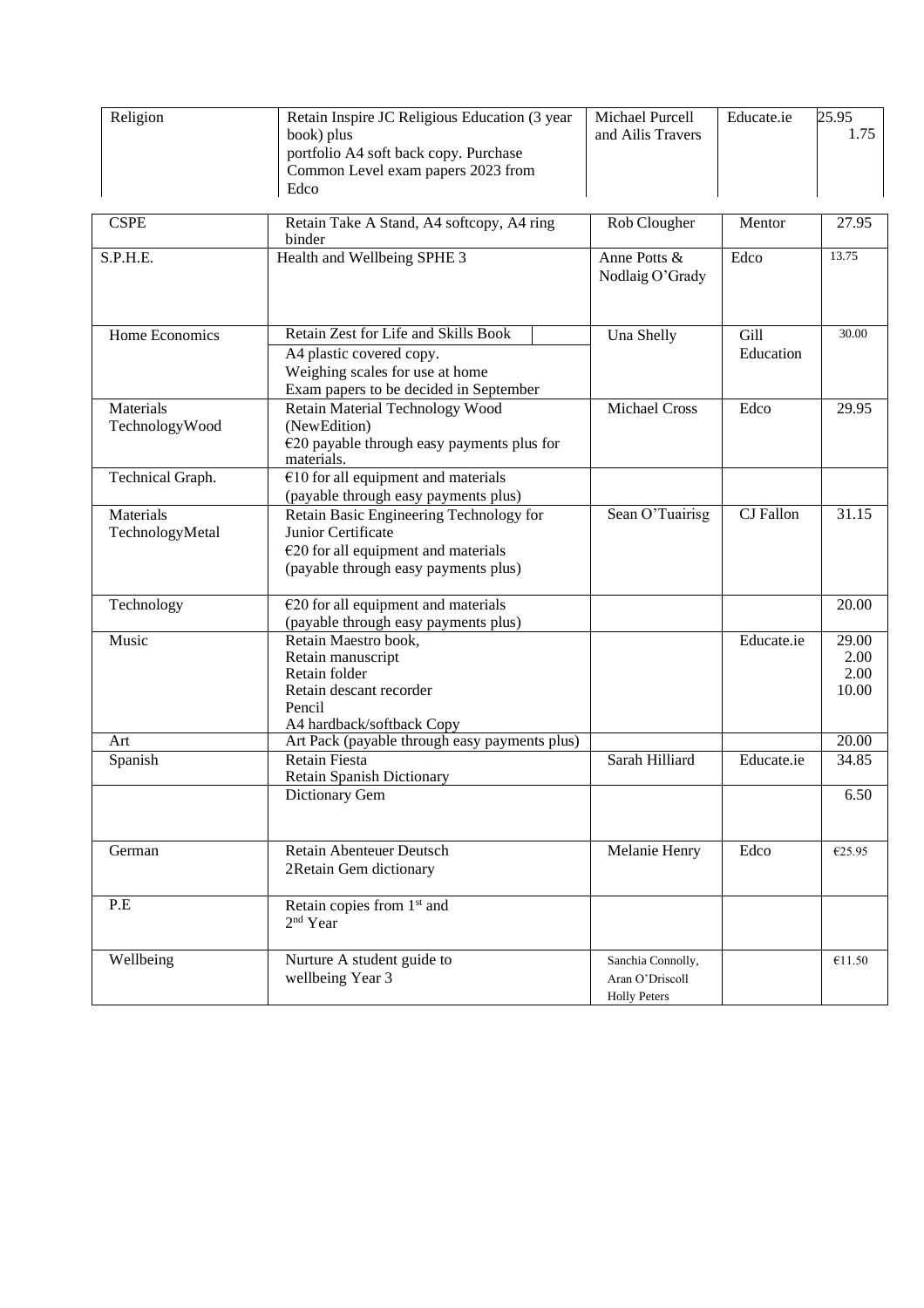| Religion | Retain Inspire JC Religious Education (3 year book) plus portfolio A4 soft back copy. Purchase Common Level exam papers 2023 from Edco | Michael Purcell and Ailis Travers | Educate.ie | 25.95 1.75 |
|---|---|---|---|---|
| CSPE | Retain Take A Stand, A4 softcopy, A4 ring binder | Rob Clougher | Mentor | 27.95 |
| S.P.H.E. | Health and Wellbeing SPHE 3 | Anne Potts & Nodlaig O'Grady | Edco | 13.75 |
| Home Economics | Retain Zest for Life and Skills Book<br>A4 plastic covered copy.<br>Weighing scales for use at home<br>Exam papers to be decided in September | Una Shelly | Gill Education | 30.00 |
| Materials TechnologyWood | Retain Material Technology Wood (NewEdition)<br>€20 payable through easy payments plus for materials. | Michael Cross | Edco | 29.95 |
| Technical Graph. | €10 for all equipment and materials (payable through easy payments plus) | | | |
| Materials TechnologyMetal | Retain Basic Engineering Technology for Junior Certificate<br>€20 for all equipment and materials (payable through easy payments plus) | Sean O'Tuairisg | CJ Fallon | 31.15 |
| Technology | €20 for all equipment and materials (payable through easy payments plus) | | | 20.00 |
| Music | Retain Maestro book,<br>Retain manuscript<br>Retain folder<br>Retain descant recorder<br>Pencil<br>A4 hardback/softback Copy | | Educate.ie | 29.00<br>2.00<br>2.00<br>10.00 |
| Art | Art Pack (payable through easy payments plus) | | | 20.00 |
| Spanish | Retain Fiesta<br>Retain Spanish Dictionary | Sarah Hilliard | Educate.ie | 34.85 |
| | Dictionary Gem | | | 6.50 |
| German | Retain Abenteuer Deutsch<br>2Retain Gem dictionary | Melanie Henry | Edco | €25.95 |
| P.E | Retain copies from 1st and 2nd Year | | | |
| Wellbeing | Nurture A student guide to wellbeing Year 3 | Sanchia Connolly, Aran O'Driscoll Holly Peters | | €11.50 |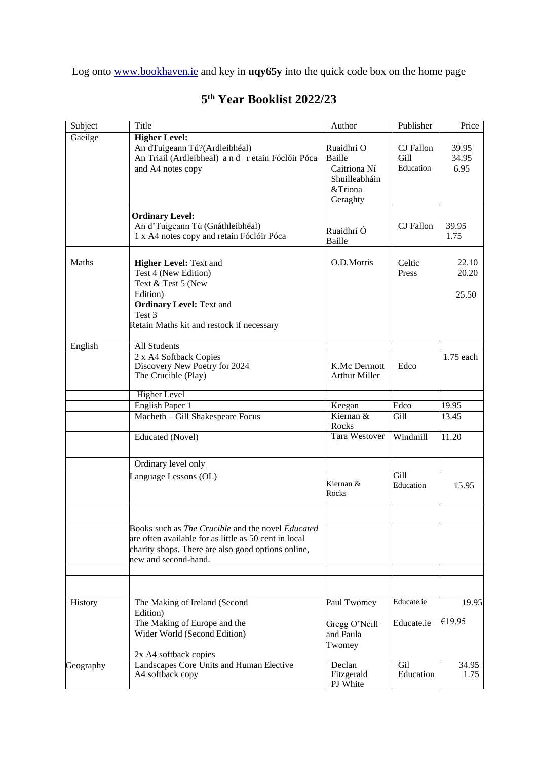Log onto www.bookhaven.ie and key in **uqy65y** into the quick code box on the home page

# 5th Year Booklist 2022/23

| Subject | Title | Author | Publisher | Price |
|---|---|---|---|---|
| Gaeilge | **Higher Level:**<br>An dTuigeann Tú?(Ardleibhéal)<br>An Triail (Ardleibheal) a n d r etain Fóclóir Póca and A4 notes copy | Ruaidhri O Baille<br>Caitriona Ní Shuilleabháin &Triona Geraghty | CJ Fallon<br>Gill Education | 39.95<br>34.95<br>6.95 |
| | **Ordinary Level:**<br>An d'Tuigeann Tú (Gnáthleibhéal)<br>1 x A4 notes copy and retain Fóclóir Póca | Ruaidhrí Ó Baille | CJ Fallon | 39.95<br>1.75 |
| Maths | **Higher Level:** Text and Test 4 (New Edition)<br>Text & Test 5 (New Edition)<br>**Ordinary Level:** Text and Test 3<br>Retain Maths kit and restock if necessary | O.D.Morris | Celtic Press | 22.10<br>20.20<br>25.50 |
| English | All Students | | | |
| | 2 x A4 Softback Copies<br>Discovery New Poetry for 2024<br>The Crucible (Play) | K.Mc Dermott<br>Arthur Miller | Edco | 1.75 each |
| | Higher Level | | | |
| | English Paper 1 | Keegan | Edco | 19.95 |
| | Macbeth – Gill Shakespeare Focus | Kiernan & Rocks | Gill | 13.45 |
| | Educated (Novel) | Tara Westover | Windmill | 11.20 |
| | Ordinary level only | | | |
| | Language Lessons (OL) | Kiernan & Rocks | Gill Education | 15.95 |
| | | | | |
| | Books such as *The Crucible* and the novel *Educated* are often available for as little as 50 cent in local charity shops. There are also good options online, new and second-hand. | | | |
| | | | | |
| | | | | |
| History | The Making of Ireland (Second Edition)<br>The Making of Europe and the Wider World (Second Edition)<br>2x A4 softback copies | Paul Twomey<br>Gregg O'Neill and Paula Twomey | Educate.ie<br>Educate.ie | 19.95<br>€19.95 |
| Geography | Landscapes Core Units and Human Elective<br>A4 softback copy | Declan Fitzgerald<br>PJ White | Gil Education | 34.95<br>1.75 |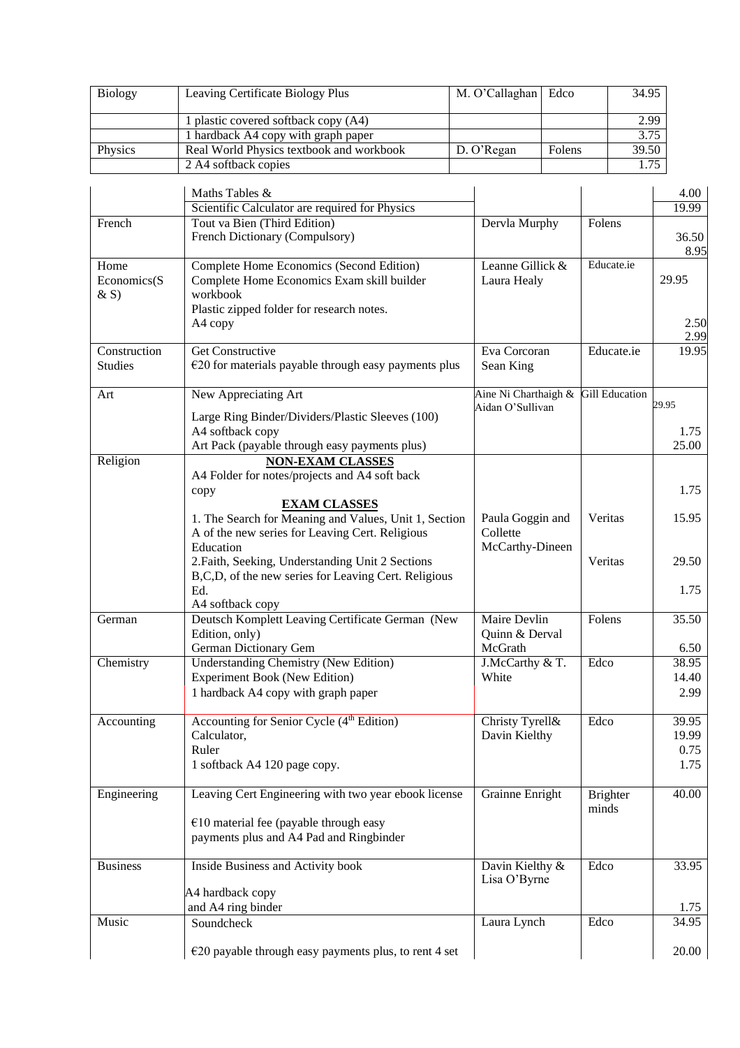| | | | | |
|---|---|---|---|---|
| Biology | Leaving Certificate Biology Plus | M. O'Callaghan | Edco | 34.95 |
| | 1 plastic covered softback copy (A4) | | | 2.99 |
| | 1 hardback A4 copy with graph paper | | | 3.75 |
| Physics | Real World Physics textbook and workbook | D. O'Regan | Folens | 39.50 |
| | 2 A4 softback copies | | | 1.75 |
| | Maths Tables & | | | 4.00 |
| | Scientific Calculator are required for Physics | | | 19.99 |
| French | Tout va Bien (Third Edition)<br>French Dictionary (Compulsory) | Dervla Murphy | Folens | 36.50<br>8.95 |
| Home Economics(S & S) | Complete Home Economics (Second Edition)<br>Complete Home Economics Exam skill builder workbook<br>Plastic zipped folder for research notes.<br>A4 copy | Leanne Gillick & Laura Healy | Educate.ie | 29.95<br><br>2.50<br>2.99 |
| Construction Studies | Get Constructive<br>€20 for materials payable through easy payments plus | Eva Corcoran<br>Sean King | Educate.ie | 19.95 |
| Art | New Appreciating Art<br>Large Ring Binder/Dividers/Plastic Sleeves (100)<br>A4 softback copy<br>Art Pack (payable through easy payments plus) | Aine Ni Charthaigh & Aidan O'Sullivan | Gill Education | 29.95<br><br>1.75<br>25.00 |
| Religion | **NON-EXAM CLASSES**<br>A4 Folder for notes/projects and A4 soft back copy<br>**EXAM CLASSES**<br>1. The Search for Meaning and Values, Unit 1, Section A of the new series for Leaving Cert. Religious Education<br>2.Faith, Seeking, Understanding Unit 2 Sections B,C,D, of the new series for Leaving Cert. Religious Ed.<br>A4 softback copy | Paula Goggin and Collette McCarthy-Dineen | Veritas<br><br>Veritas | 1.75<br><br>15.95<br><br>29.50<br><br>1.75 |
| German | Deutsch Komplett Leaving Certificate German (New Edition, only)<br>German Dictionary Gem | Maire Devlin<br>Quinn & Derval McGrath | Folens | 35.50<br><br>6.50 |
| Chemistry | Understanding Chemistry (New Edition)<br>Experiment Book (New Edition)<br>1 hardback A4 copy with graph paper | J.McCarthy & T. White | Edco | 38.95<br>14.40<br>2.99 |
| Accounting | Accounting for Senior Cycle (4th Edition)<br>Calculator,<br>Ruler<br>1 softback A4 120 page copy. | Christy Tyrell& Davin Kielthy | Edco | 39.95<br>19.99<br>0.75<br>1.75 |
| Engineering | Leaving Cert Engineering with two year ebook license<br><br>€10 material fee (payable through easy payments plus and A4 Pad and Ringbinder | Grainne Enright | Brighter minds | 40.00 |
| Business | Inside Business and Activity book<br><br>A4 hardback copy<br>and A4 ring binder | Davin Kielthy & Lisa O'Byrne | Edco | 33.95<br><br><br>1.75 |
| Music | Soundcheck<br><br>€20 payable through easy payments plus, to rent 4 set | Laura Lynch | Edco | 34.95<br><br>20.00 |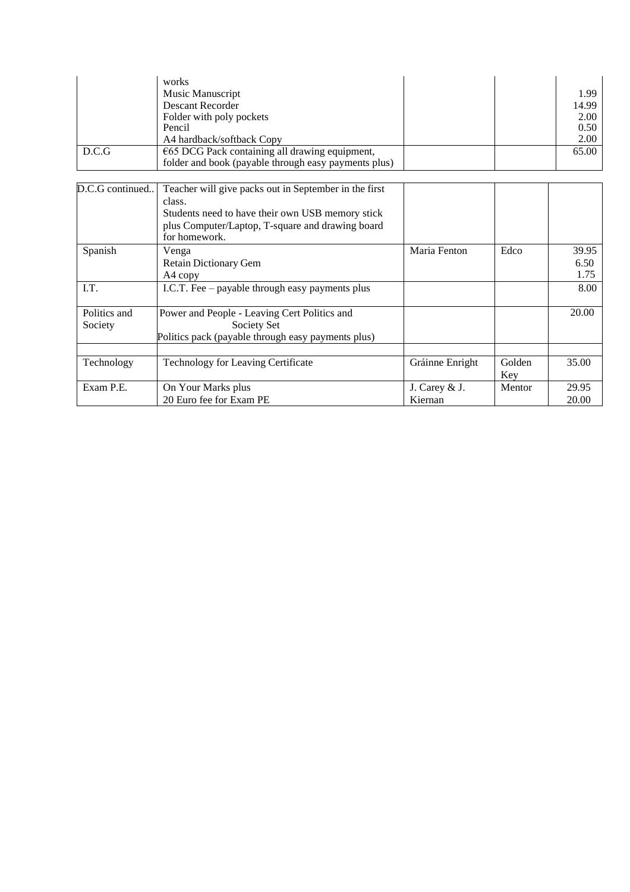| | | | | |
|---|---|---|---|---|
| | works<br>Music Manuscript<br>Descant Recorder<br>Folder with poly pockets<br>Pencil<br>A4 hardback/softback Copy | | | <br>1.99<br>14.99<br>2.00<br>0.50<br>2.00 |
| D.C.G | €65 DCG Pack containing all drawing equipment, folder and book (payable through easy payments plus) | | | 65.00 |

| | | | | |
|---|---|---|---|---|
| D.C.G continued.. | Teacher will give packs out in September in the first class.<br>Students need to have their own USB memory stick plus Computer/Laptop, T-square and drawing board for homework. | | | |
| Spanish | Venga<br>Retain Dictionary Gem<br>A4 copy | Maria Fenton | Edco | 39.95<br>6.50<br>1.75 |
| I.T. | I.C.T. Fee – payable through easy payments plus | | | 8.00 |
| Politics and Society | Power and People - Leaving Cert Politics and Society Set<br>Politics pack (payable through easy payments plus) | | | 20.00 |
| | | | | |
| Technology | Technology for Leaving Certificate | Gráinne Enright | Golden Key | 35.00 |
| Exam P.E. | On Your Marks plus<br>20 Euro fee for Exam PE | J. Carey & J. Kiernan | Mentor | 29.95<br>20.00 |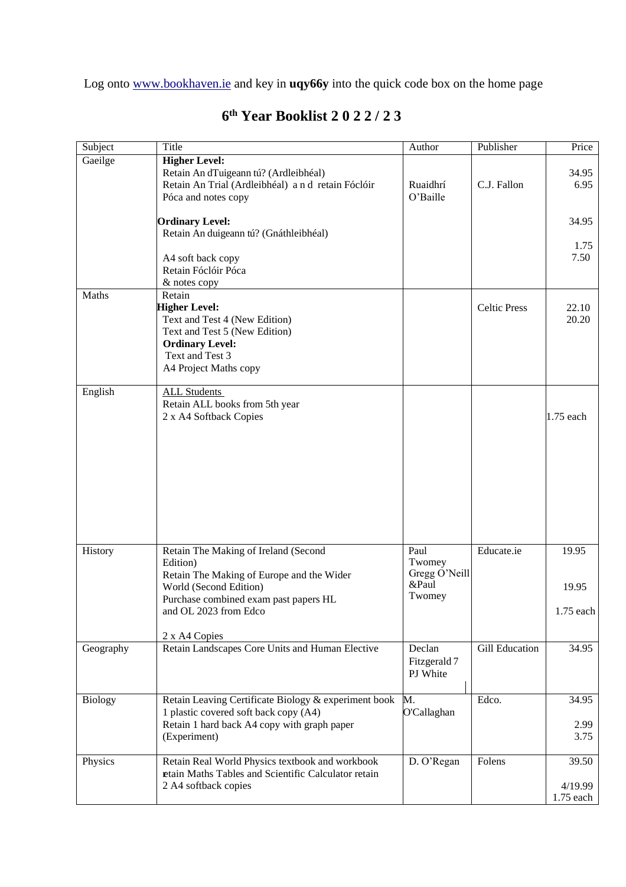Log onto [www.bookhaven.ie](www.bookhaven.ie) and key in **uqy66y** into the quick code box on the home page

# 6th Year Booklist 2 0 2 2 / 2 3

| Subject | Title | Author | Publisher | Price |
|---|---|---|---|---|
| Gaeilge | **Higher Level:**<br>Retain An dTuigeann tú? (Ardleibhéal)<br>Retain An Trial (Ardleibhéal) a n d retain Fóclóir Póca and notes copy<br><br>**Ordinary Level:**<br>Retain An duigeann tú? (Gnáthleibhéal)<br><br>A4 soft back copy<br>Retain Fóclóir Póca<br>& notes copy | Ruaidhrí O'Baille | C.J. Fallon | 34.95<br>6.95<br><br>34.95<br><br>1.75<br>7.50 |
| Maths | Retain<br>**Higher Level:**<br>Text and Test 4 (New Edition)<br>Text and Test 5 (New Edition)<br>**Ordinary Level:**<br>Text and Test 3<br>A4 Project Maths copy | | Celtic Press | 22.10<br>20.20 |
| English | ALL Students<br>Retain ALL books from 5th year<br>2 x A4 Softback Copies | | | 1.75 each |
| History | Retain The Making of Ireland (Second Edition)<br>Retain The Making of Europe and the Wider World (Second Edition)<br>Purchase combined exam past papers HL and OL 2023 from Edco<br><br>2 x A4 Copies | Paul Twomey<br>Gregg O'Neill &Paul Twomey | Educate.ie | 19.95<br><br>19.95<br><br>1.75 each |
| Geography | Retain Landscapes Core Units and Human Elective | Declan Fitzgerald 7 PJ White | Gill Education | 34.95 |
| Biology | Retain Leaving Certificate Biology & experiment book<br>1 plastic covered soft back copy (A4)<br>Retain 1 hard back A4 copy with graph paper (Experiment) | M. O'Callaghan | Edco. | 34.95<br><br>2.99<br>3.75 |
| Physics | Retain Real World Physics textbook and workbook<br>retain Maths Tables and Scientific Calculator retain<br>2 A4 softback copies | D. O'Regan | Folens | 39.50<br><br>4/19.99<br>1.75 each |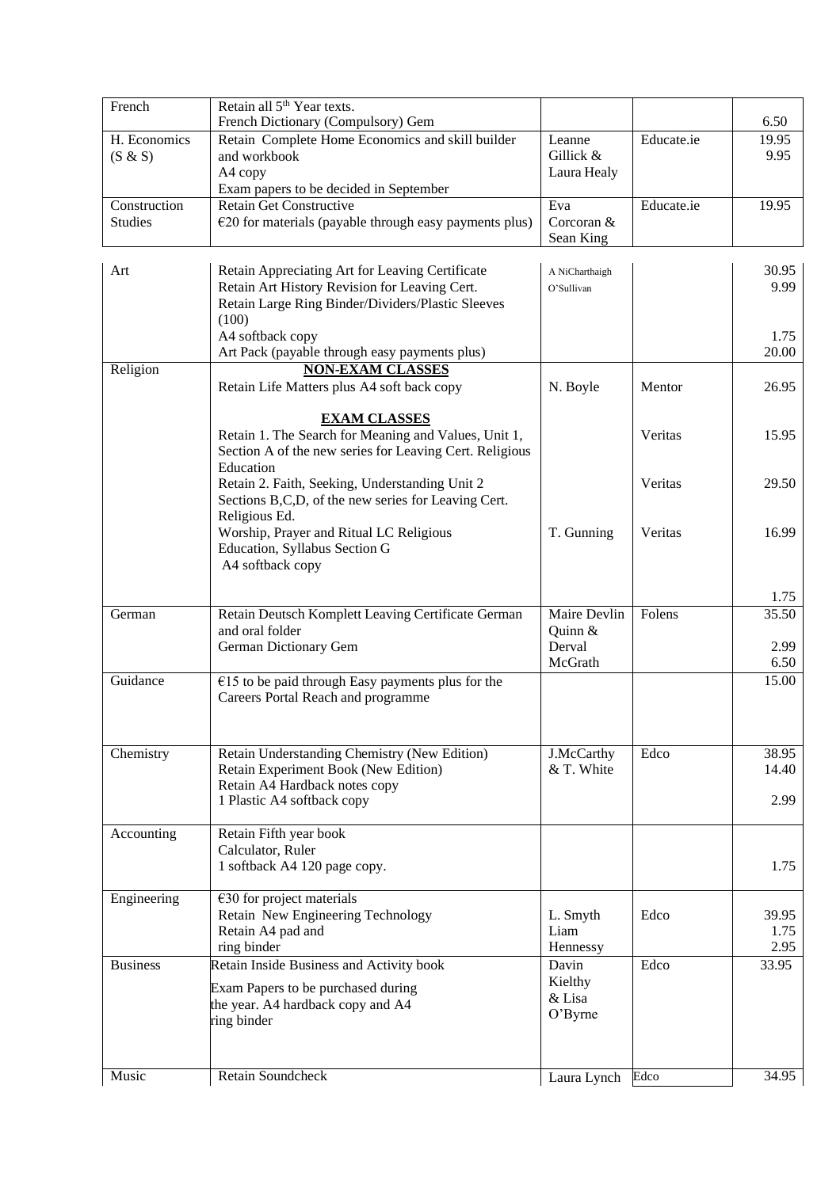| French | Retain all 5th Year texts.<br>French Dictionary (Compulsory) Gem | | | <br>6.50 |
|---|---|---|---|---|
| H. Economics (S & S) | Retain Complete Home Economics and skill builder and workbook<br>A4 copy<br>Exam papers to be decided in September | Leanne Gillick & Laura Healy | Educate.ie | 19.95<br>9.95 |
| Construction Studies | Retain Get Constructive<br>€20 for materials (payable through easy payments plus) | Eva Corcoran & Sean King | Educate.ie | 19.95 |

| Art | Retain Appreciating Art for Leaving Certificate<br>Retain Art History Revision for Leaving Cert.<br>Retain Large Ring Binder/Dividers/Plastic Sleeves (100)<br>A4 softback copy<br>Art Pack (payable through easy payments plus) | A NiCharthaigh<br>O'Sullivan | | 30.95<br>9.99<br><br><br>1.75<br>20.00 |
|---|---|---|---|---|
| Religion | **NON-EXAM CLASSES**<br>Retain Life Matters plus A4 soft back copy | N. Boyle | Mentor | 26.95 |
| | **EXAM CLASSES**<br>Retain 1. The Search for Meaning and Values, Unit 1, Section A of the new series for Leaving Cert. Religious Education | | Veritas | 15.95 |
| | Retain 2. Faith, Seeking, Understanding Unit 2 Sections B,C,D, of the new series for Leaving Cert. Religious Ed. | | Veritas | 29.50 |
| | Worship, Prayer and Ritual LC Religious Education, Syllabus Section G<br>A4 softback copy | T. Gunning | Veritas | 16.99<br><br>1.75 |
| German | Retain Deutsch Komplett Leaving Certificate German and oral folder<br>German Dictionary Gem | Maire Devlin Quinn & Derval McGrath | Folens | 35.50<br><br>2.99<br>6.50 |
| Guidance | €15 to be paid through Easy payments plus for the Careers Portal Reach and programme | | | 15.00 |
| Chemistry | Retain Understanding Chemistry (New Edition)<br>Retain Experiment Book (New Edition)<br>Retain A4 Hardback notes copy<br>1 Plastic A4 softback copy | J.McCarthy & T. White | Edco | 38.95<br>14.40<br><br>2.99 |
| Accounting | Retain Fifth year book<br>Calculator, Ruler<br>1 softback A4 120 page copy. | | | <br><br>1.75 |
| Engineering | €30 for project materials<br>Retain New Engineering Technology<br>Retain A4 pad and<br>ring binder | L. Smyth<br>Liam Hennessy | Edco | <br>39.95<br>1.75<br>2.95 |
| Business | Retain Inside Business and Activity book<br>Exam Papers to be purchased during the year. A4 hardback copy and A4 ring binder | Davin Kielthy & Lisa O'Byrne | Edco | 33.95 |
| Music | Retain Soundcheck | Laura Lynch | Edco | 34.95 |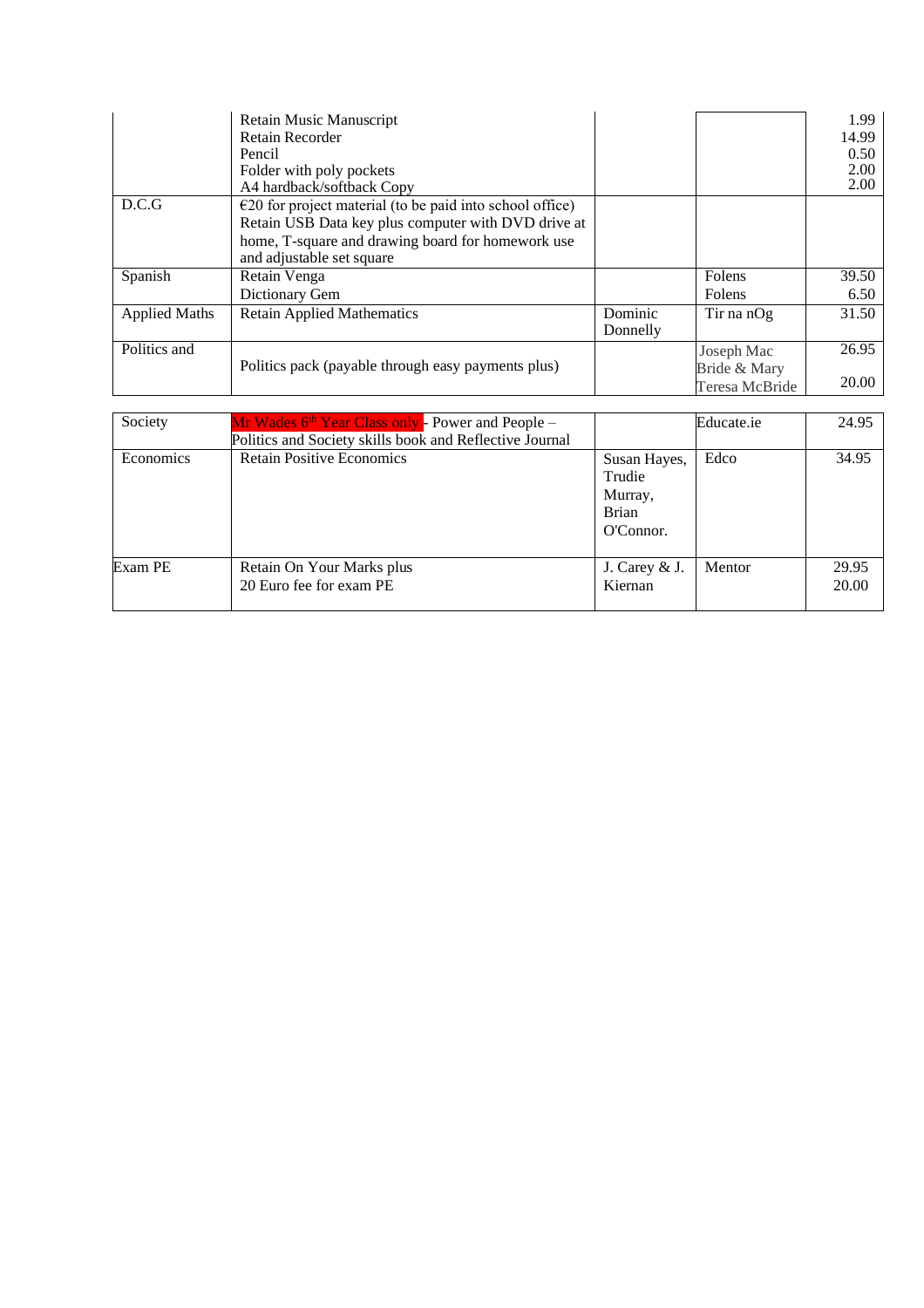| | | | | |
|---|---|---|---|---|
| | Retain Music Manuscript<br>Retain Recorder<br>Pencil<br>Folder with poly pockets<br>A4 hardback/softback Copy | | | 1.99<br>14.99<br>0.50<br>2.00<br>2.00 |
| D.C.G | €20 for project material (to be paid into school office)<br>Retain USB Data key plus computer with DVD drive at home, T-square and drawing board for homework use and adjustable set square | | | |
| Spanish | Retain Venga<br>Dictionary Gem | | Folens<br>Folens | 39.50<br>6.50 |
| Applied Maths | Retain Applied Mathematics | Dominic Donnelly | Tir na nOg | 31.50 |
| Politics and Society | Politics pack (payable through easy payments plus) | | Joseph Mac Bride & Mary Teresa McBride | 26.95<br>20.00 |
| | Mr Wades 6th Year Class only - Power and People – Politics and Society skills book and Reflective Journal | | Educate.ie | 24.95 |
| Economics | Retain Positive Economics | Susan Hayes, Trudie Murray, Brian O'Connor. | Edco | 34.95 |
| Exam PE | Retain On Your Marks plus<br>20 Euro fee for exam PE | J. Carey & J. Kiernan | Mentor | 29.95<br>20.00 |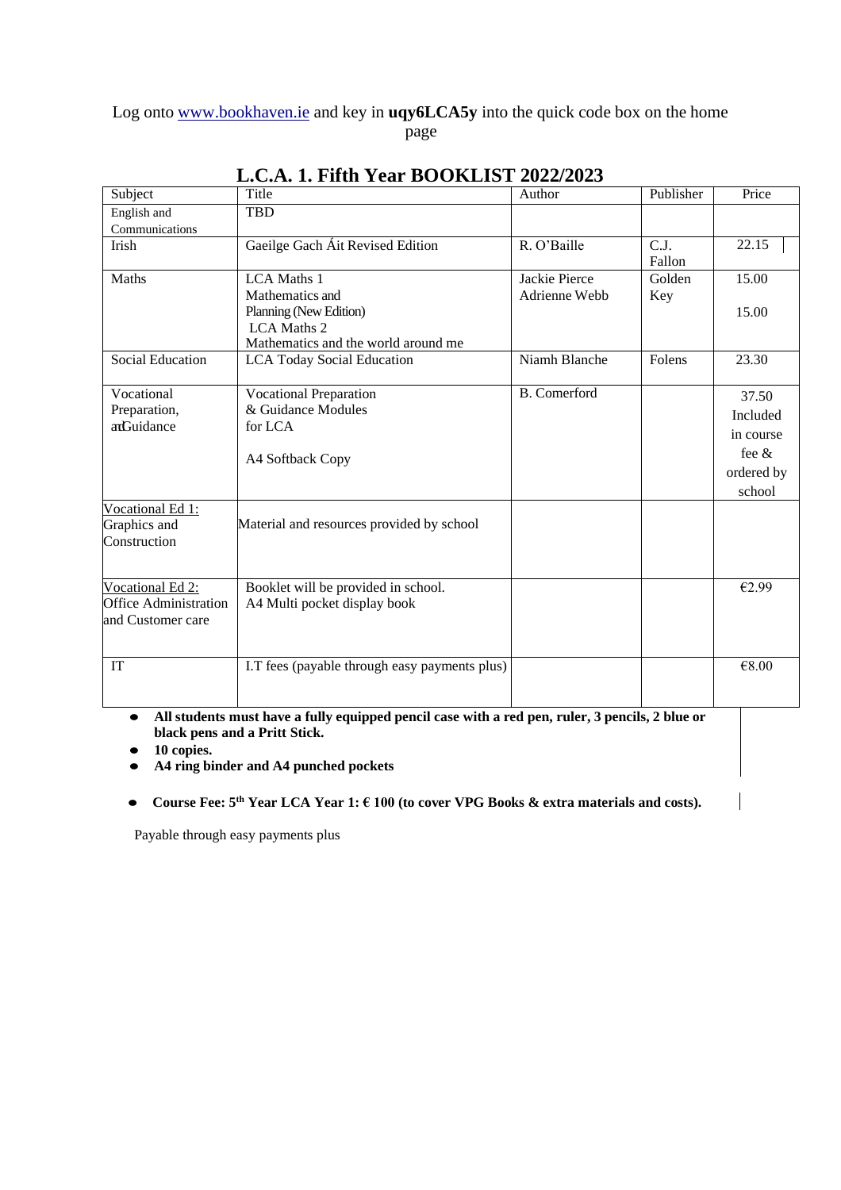Log onto [www.bookhaven.ie](www.bookhaven.ie) and key in **uqy6LCA5y** into the quick code box on the home page

# L.C.A. 1. Fifth Year BOOKLIST 2022/2023

| Subject | Title | Author | Publisher | Price |
|---|---|---|---|---|
| English and Communications | TBD | | | |
| Irish | Gaeilge Gach Áit Revised Edition | R. O'Baille | C.J. Fallon | 22.15 |
| Maths | LCA Maths 1<br>Mathematics and Planning (New Edition)<br>LCA Maths 2<br>Mathematics and the world around me | Jackie Pierce<br>Adrienne Webb | Golden Key | 15.00<br><br>15.00 |
| Social Education | LCA Today Social Education | Niamh Blanche | Folens | 23.30 |
| Vocational Preparation, and Guidance | Vocational Preparation & Guidance Modules for LCA<br><br>A4 Softback Copy | B. Comerford | | 37.50 Included in course fee & ordered by school |
| Vocational Ed 1: Graphics and Construction | Material and resources provided by school | | | |
| Vocational Ed 2: Office Administration and Customer care | Booklet will be provided in school.<br>A4 Multi pocket display book | | | €2.99 |
| IT | I.T fees (payable through easy payments plus) | | | €8.00 |

- **All students must have a fully equipped pencil case with a red pen, ruler, 3 pencils, 2 blue or black pens and a Pritt Stick.**
- **10 copies.**
- **A4 ring binder and A4 punched pockets**
- **Course Fee: 5th Year LCA Year 1: € 100 (to cover VPG Books & extra materials and costs).**

Payable through easy payments plus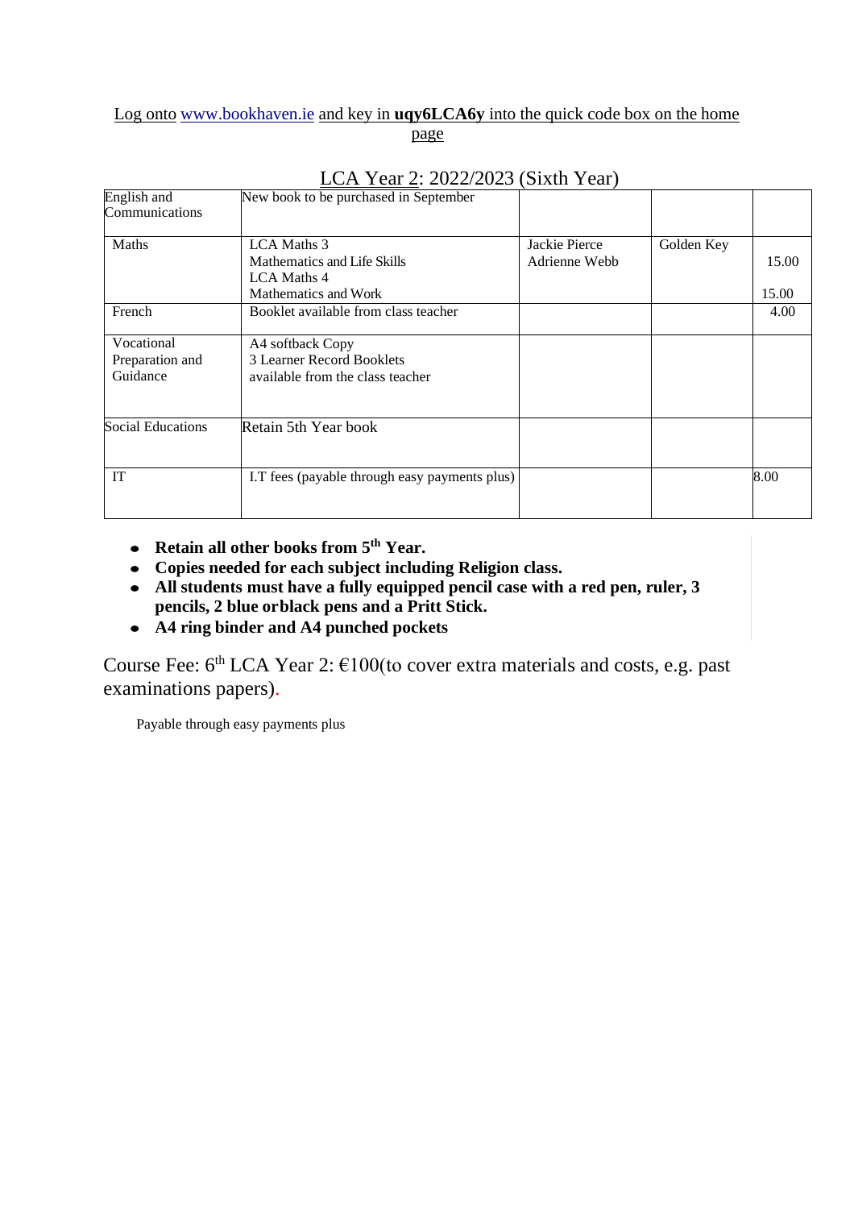Log onto www.bookhaven.ie and key in **uqy6LCA6y** into the quick code box on the home page

## LCA Year 2: 2022/2023 (Sixth Year)

| | | | | |
|---|---|---|---|---|
| English and Communications | New book to be purchased in September | | | |
| Maths | LCA Maths 3<br>Mathematics and Life Skills<br>LCA Maths 4<br>Mathematics and Work | Jackie Pierce<br>Adrienne Webb | Golden Key | 15.00<br><br>15.00 |
| French | Booklet available from class teacher | | | 4.00 |
| Vocational Preparation and Guidance | A4 softback Copy<br>3 Learner Record Booklets<br>available from the class teacher | | | |
| Social Educations | Retain 5th Year book | | | |
| IT | I.T fees (payable through easy payments plus) | | | 8.00 |

- **Retain all other books from 5th Year.**
- **Copies needed for each subject including Religion class.**
- **All students must have a fully equipped pencil case with a red pen, ruler, 3 pencils, 2 blue orblack pens and a Pritt Stick.**
- **A4 ring binder and A4 punched pockets**

Course Fee: 6th LCA Year 2: €100(to cover extra materials and costs, e.g. past examinations papers).

Payable through easy payments plus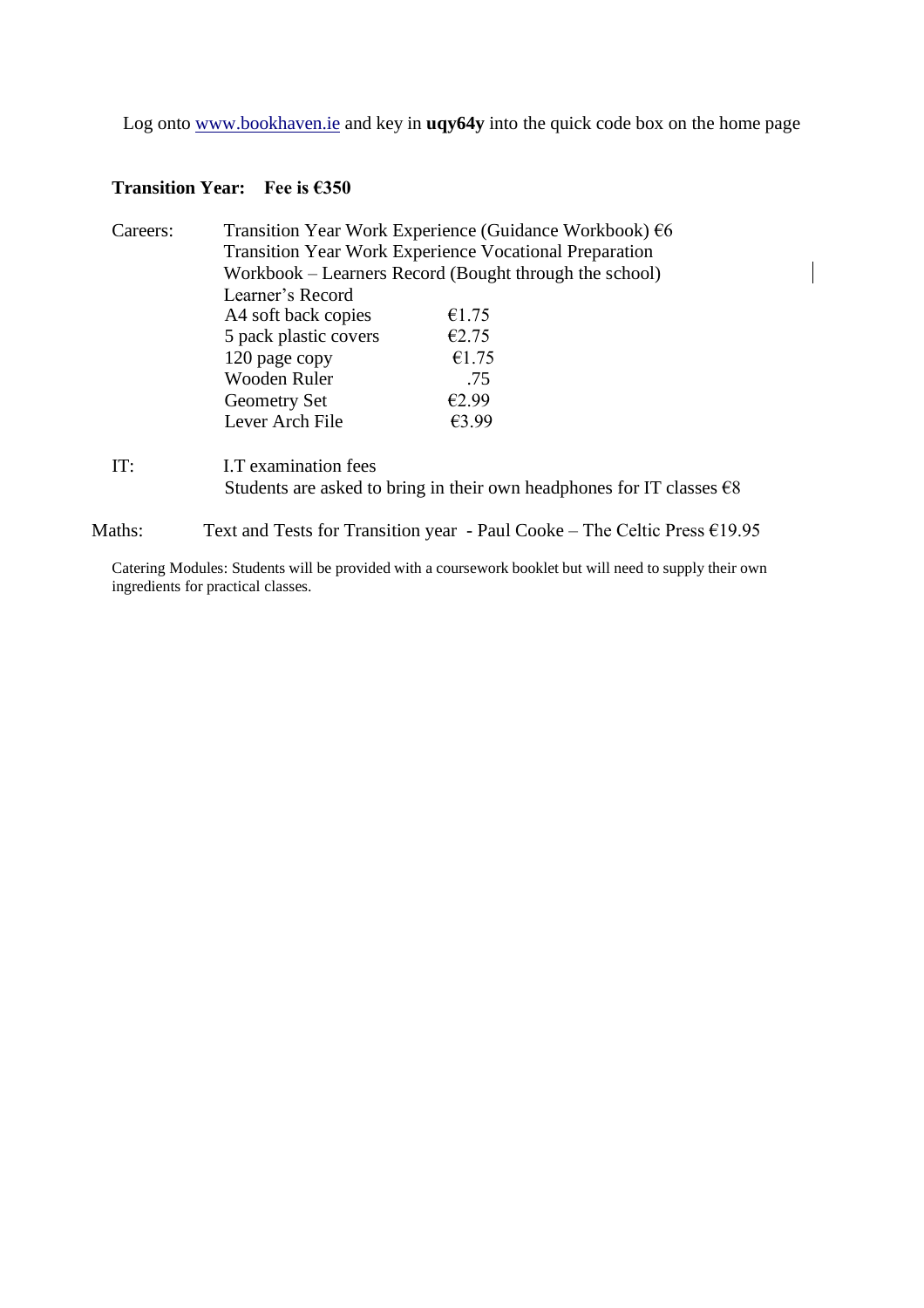Log onto www.bookhaven.ie and key in **uqy64y** into the quick code box on the home page

**Transition Year: Fee is €350**

Careers: Transition Year Work Experience (Guidance Workbook) €6
Transition Year Work Experience Vocational Preparation Workbook – Learners Record (Bought through the school)
Learner's Record

| | |
|---|---|
| A4 soft back copies | €1.75 |
| 5 pack plastic covers | €2.75 |
| 120 page copy | €1.75 |
| Wooden Ruler | .75 |
| Geometry Set | €2.99 |
| Lever Arch File | €3.99 |

IT: I.T examination fees
Students are asked to bring in their own headphones for IT classes €8

Maths: Text and Tests for Transition year - Paul Cooke – The Celtic Press €19.95

Catering Modules: Students will be provided with a coursework booklet but will need to supply their own ingredients for practical classes.